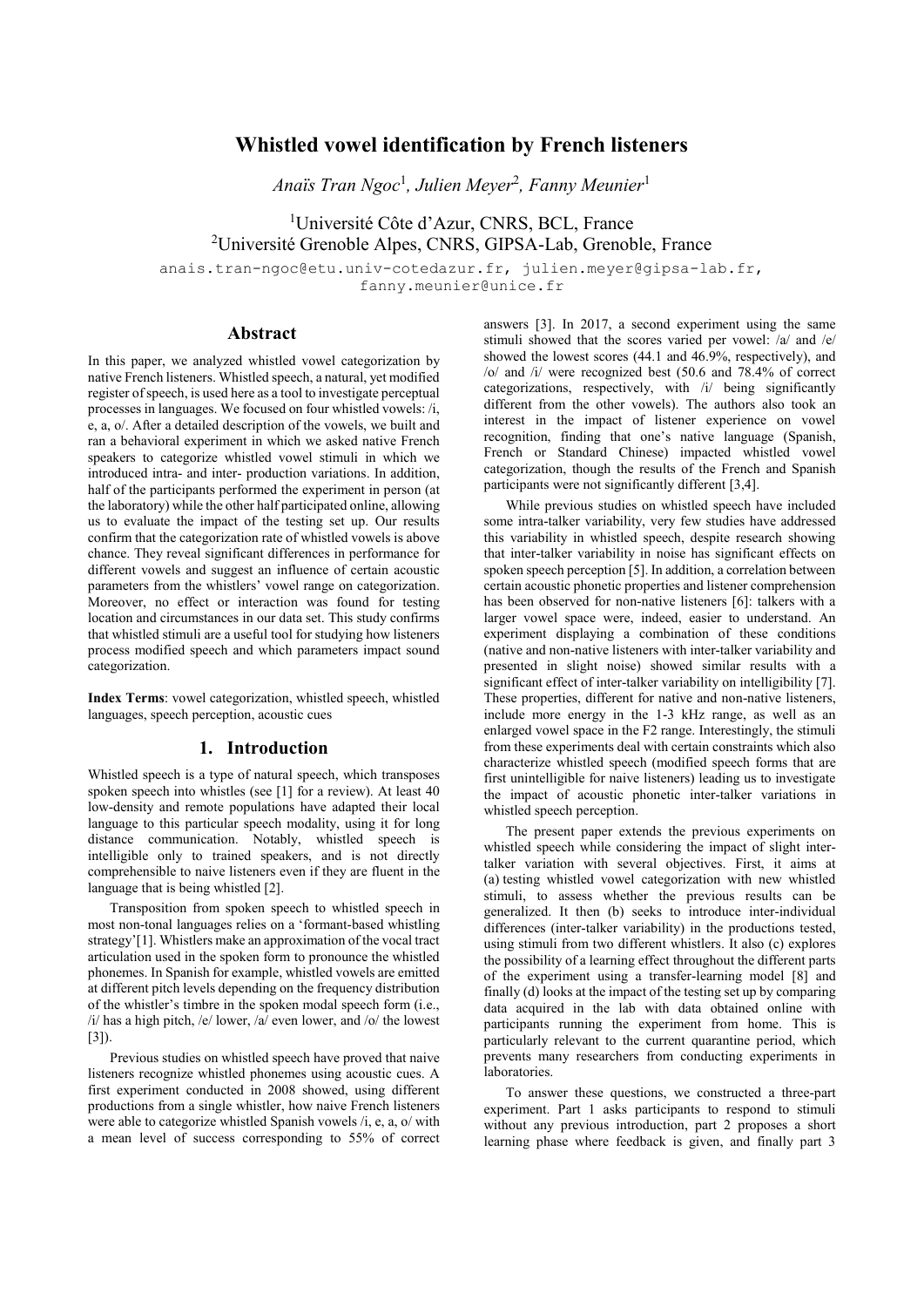# Whistled vowel identification by French listeners

*Anaïs Tran Ngoc*[1], *Julien Meyer*[2], *Fanny Meunier*[1]

[1]Université Côte d'Azur, CNRS, BCL, France
[2]Université Grenoble Alpes, CNRS, GIPSA-Lab, Grenoble, France

anais.tran-ngoc@etu.univ-cotedazur.fr, julien.meyer@gipsa-lab.fr, fanny.meunier@unice.fr

## Abstract

In this paper, we analyzed whistled vowel categorization by native French listeners. Whistled speech, a natural, yet modified register of speech, is used here as a tool to investigate perceptual processes in languages. We focused on four whistled vowels: /i, e, a, o/. After a detailed description of the vowels, we built and ran a behavioral experiment in which we asked native French speakers to categorize whistled vowel stimuli in which we introduced intra- and inter- production variations. In addition, half of the participants performed the experiment in person (at the laboratory) while the other half participated online, allowing us to evaluate the impact of the testing set up. Our results confirm that the categorization rate of whistled vowels is above chance. They reveal significant differences in performance for different vowels and suggest an influence of certain acoustic parameters from the whistlers' vowel range on categorization. Moreover, no effect or interaction was found for testing location and circumstances in our data set. This study confirms that whistled stimuli are a useful tool for studying how listeners process modified speech and which parameters impact sound categorization.

**Index Terms**: vowel categorization, whistled speech, whistled languages, speech perception, acoustic cues

## 1. Introduction

Whistled speech is a type of natural speech, which transposes spoken speech into whistles (see [1] for a review). At least 40 low-density and remote populations have adapted their local language to this particular speech modality, using it for long distance communication. Notably, whistled speech is intelligible only to trained speakers, and is not directly comprehensible to naive listeners even if they are fluent in the language that is being whistled [2].

Transposition from spoken speech to whistled speech in most non-tonal languages relies on a 'formant-based whistling strategy'[1]. Whistlers make an approximation of the vocal tract articulation used in the spoken form to pronounce the whistled phonemes. In Spanish for example, whistled vowels are emitted at different pitch levels depending on the frequency distribution of the whistler's timbre in the spoken modal speech form (i.e., /i/ has a high pitch, /e/ lower, /a/ even lower, and /o/ the lowest [3]).

Previous studies on whistled speech have proved that naive listeners recognize whistled phonemes using acoustic cues. A first experiment conducted in 2008 showed, using different productions from a single whistler, how naive French listeners were able to categorize whistled Spanish vowels /i, e, a, o/ with a mean level of success corresponding to 55% of correct answers [3]. In 2017, a second experiment using the same stimuli showed that the scores varied per vowel: /a/ and /e/ showed the lowest scores (44.1 and 46.9%, respectively), and /o/ and /i/ were recognized best (50.6 and 78.4% of correct categorizations, respectively, with /i/ being significantly different from the other vowels). The authors also took an interest in the impact of listener experience on vowel recognition, finding that one's native language (Spanish, French or Standard Chinese) impacted whistled vowel categorization, though the results of the French and Spanish participants were not significantly different [3,4].

While previous studies on whistled speech have included some intra-talker variability, very few studies have addressed this variability in whistled speech, despite research showing that inter-talker variability in noise has significant effects on spoken speech perception [5]. In addition, a correlation between certain acoustic phonetic properties and listener comprehension has been observed for non-native listeners [6]: talkers with a larger vowel space were, indeed, easier to understand. An experiment displaying a combination of these conditions (native and non-native listeners with inter-talker variability and presented in slight noise) showed similar results with a significant effect of inter-talker variability on intelligibility [7]. These properties, different for native and non-native listeners, include more energy in the 1-3 kHz range, as well as an enlarged vowel space in the F2 range. Interestingly, the stimuli from these experiments deal with certain constraints which also characterize whistled speech (modified speech forms that are first unintelligible for naive listeners) leading us to investigate the impact of acoustic phonetic inter-talker variations in whistled speech perception.

The present paper extends the previous experiments on whistled speech while considering the impact of slight inter-talker variation with several objectives. First, it aims at (a) testing whistled vowel categorization with new whistled stimuli, to assess whether the previous results can be generalized. It then (b) seeks to introduce inter-individual differences (inter-talker variability) in the productions tested, using stimuli from two different whistlers. It also (c) explores the possibility of a learning effect throughout the different parts of the experiment using a transfer-learning model [8] and finally (d) looks at the impact of the testing set up by comparing data acquired in the lab with data obtained online with participants running the experiment from home. This is particularly relevant to the current quarantine period, which prevents many researchers from conducting experiments in laboratories.

To answer these questions, we constructed a three-part experiment. Part 1 asks participants to respond to stimuli without any previous introduction, part 2 proposes a short learning phase where feedback is given, and finally part 3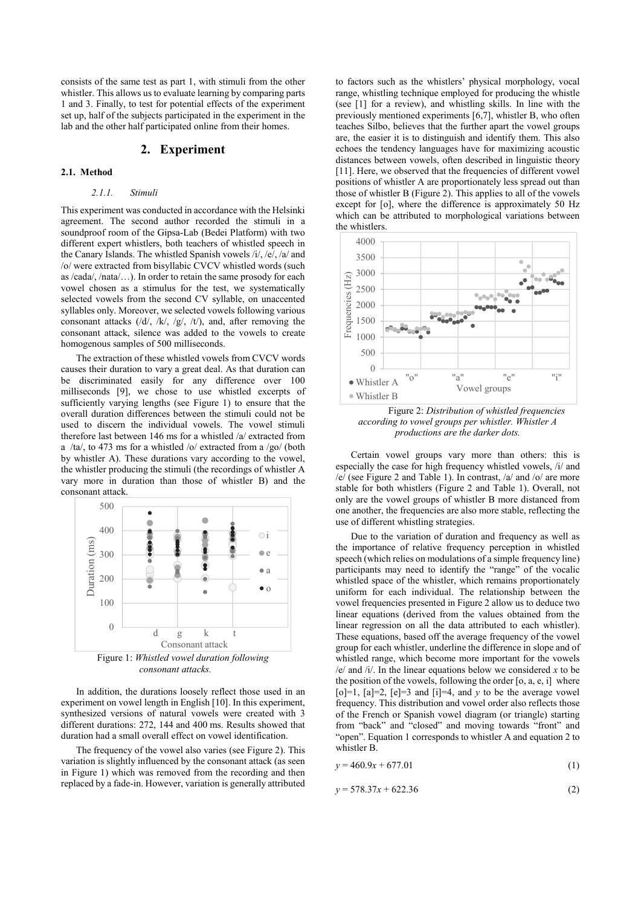consists of the same test as part 1, with stimuli from the other whistler. This allows us to evaluate learning by comparing parts 1 and 3. Finally, to test for potential effects of the experiment set up, half of the subjects participated in the experiment in the lab and the other half participated online from their homes.

## 2. Experiment

### 2.1. Method

#### 2.1.1. *Stimuli*

This experiment was conducted in accordance with the Helsinki agreement. The second author recorded the stimuli in a soundproof room of the Gipsa-Lab (Bedei Platform) with two different expert whistlers, both teachers of whistled speech in the Canary Islands. The whistled Spanish vowels /i/, /e/, /a/ and /o/ were extracted from bisyllabic CVCV whistled words (such as /cada/, /nata/…). In order to retain the same prosody for each vowel chosen as a stimulus for the test, we systematically selected vowels from the second CV syllable, on unaccented syllables only. Moreover, we selected vowels following various consonant attacks (/d/, /k/, /g/, /t/), and, after removing the consonant attack, silence was added to the vowels to create homogenous samples of 500 milliseconds.

The extraction of these whistled vowels from CVCV words causes their duration to vary a great deal. As that duration can be discriminated easily for any difference over 100 milliseconds [9], we chose to use whistled excerpts of sufficiently varying lengths (see Figure 1) to ensure that the overall duration differences between the stimuli could not be used to discern the individual vowels. The vowel stimuli therefore last between 146 ms for a whistled /a/ extracted from a /ta/, to 473 ms for a whistled /o/ extracted from a /go/ (both by whistler A). These durations vary according to the vowel, the whistler producing the stimuli (the recordings of whistler A vary more in duration than those of whistler B) and the consonant attack.

Figure 1: *Whistled vowel duration following consonant attacks.*

In addition, the durations loosely reflect those used in an experiment on vowel length in English [10]. In this experiment, synthesized versions of natural vowels were created with 3 different durations: 272, 144 and 400 ms. Results showed that duration had a small overall effect on vowel identification.

The frequency of the vowel also varies (see Figure 2). This variation is slightly influenced by the consonant attack (as seen in Figure 1) which was removed from the recording and then replaced by a fade-in. However, variation is generally attributed to factors such as the whistlers' physical morphology, vocal range, whistling technique employed for producing the whistle (see [1] for a review), and whistling skills. In line with the previously mentioned experiments [6,7], whistler B, who often teaches Silbo, believes that the further apart the vowel groups are, the easier it is to distinguish and identify them. This also echoes the tendency languages have for maximizing acoustic distances between vowels, often described in linguistic theory [11]. Here, we observed that the frequencies of different vowel positions of whistler A are proportionately less spread out than those of whistler B (Figure 2). This applies to all of the vowels except for [o], where the difference is approximately 50 Hz which can be attributed to morphological variations between the whistlers.

Figure 2: *Distribution of whistled frequencies according to vowel groups per whistler. Whistler A productions are the darker dots.*

Certain vowel groups vary more than others: this is especially the case for high frequency whistled vowels, /i/ and /e/ (see Figure 2 and Table 1). In contrast, /a/ and /o/ are more stable for both whistlers (Figure 2 and Table 1). Overall, not only are the vowel groups of whistler B more distanced from one another, the frequencies are also more stable, reflecting the use of different whistling strategies.

Due to the variation of duration and frequency as well as the importance of relative frequency perception in whistled speech (which relies on modulations of a simple frequency line) participants may need to identify the "range" of the vocalic whistled space of the whistler, which remains proportionally uniform for each individual. The relationship between the vowel frequencies presented in Figure 2 allow us to deduce two linear equations (derived from the values obtained from the linear regression on all the data attributed to each whistler). These equations, based off the average frequency of the vowel group for each whistler, underline the difference in slope and of whistled range, which become more important for the vowels /e/ and /i/. In the linear equations below we considered $x$ to be the position of the vowels, following the order [o, a, e, i] where [o]=1, [a]=2, [e]=3 and [i]=4, and $y$ to be the average vowel frequency. This distribution and vowel order also reflects those of the French or Spanish vowel diagram (or triangle) starting from "back" and "closed" and moving towards "front" and "open". Equation 1 corresponds to whistler A and equation 2 to whistler B.

$$y = 460.9x + 677.01 \quad (1)$$

$$y = 578.37x + 622.36 \quad (2)$$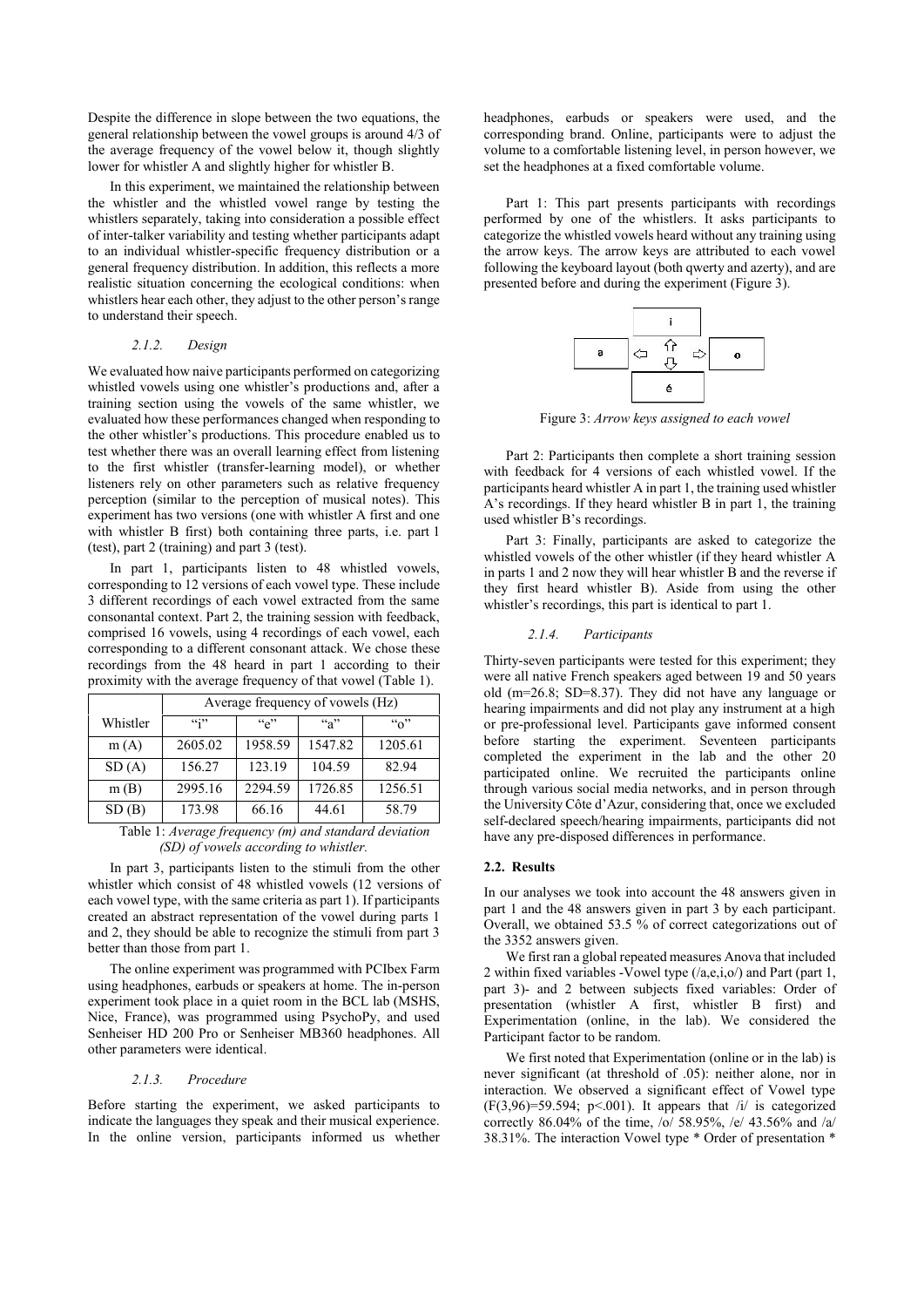Despite the difference in slope between the two equations, the general relationship between the vowel groups is around 4/3 of the average frequency of the vowel below it, though slightly lower for whistler A and slightly higher for whistler B.

In this experiment, we maintained the relationship between the whistler and the whistled vowel range by testing the whistlers separately, taking into consideration a possible effect of inter-talker variability and testing whether participants adapt to an individual whistler-specific frequency distribution or a general frequency distribution. In addition, this reflects a more realistic situation concerning the ecological conditions: when whistlers hear each other, they adjust to the other person's range to understand their speech.

#### 2.1.2. Design

We evaluated how naive participants performed on categorizing whistled vowels using one whistler's productions and, after a training section using the vowels of the same whistler, we evaluated how these performances changed when responding to the other whistler's productions. This procedure enabled us to test whether there was an overall learning effect from listening to the first whistler (transfer-learning model), or whether listeners rely on other parameters such as relative frequency perception (similar to the perception of musical notes). This experiment has two versions (one with whistler A first and one with whistler B first) both containing three parts, i.e. part 1 (test), part 2 (training) and part 3 (test).

In part 1, participants listen to 48 whistled vowels, corresponding to 12 versions of each vowel type. These include 3 different recordings of each vowel extracted from the same consonantal context. Part 2, the training session with feedback, comprised 16 vowels, using 4 recordings of each vowel, each corresponding to a different consonant attack. We chose these recordings from the 48 heard in part 1 according to their proximity with the average frequency of that vowel (Table 1).

| | Average frequency of vowels (Hz) | | | |
|---|---|---|---|---|
| Whistler | "i" | "e" | "a" | "o" |
| m (A) | 2605.02 | 1958.59 | 1547.82 | 1205.61 |
| SD (A) | 156.27 | 123.19 | 104.59 | 82.94 |
| m (B) | 2995.16 | 2294.59 | 1726.85 | 1256.51 |
| SD (B) | 173.98 | 66.16 | 44.61 | 58.79 |

Table 1: *Average frequency (m) and standard deviation (SD) of vowels according to whistler.*

In part 3, participants listen to the stimuli from the other whistler which consist of 48 whistled vowels (12 versions of each vowel type, with the same criteria as part 1). If participants created an abstract representation of the vowel during parts 1 and 2, they should be able to recognize the stimuli from part 3 better than those from part 1.

The online experiment was programmed with PCIbex Farm using headphones, earbuds or speakers at home. The in-person experiment took place in a quiet room in the BCL lab (MSHS, Nice, France), was programmed using PsychoPy, and used Senheiser HD 200 Pro or Senheiser MB360 headphones. All other parameters were identical.

#### 2.1.3. Procedure

Before starting the experiment, we asked participants to indicate the languages they speak and their musical experience. In the online version, participants informed us whether headphones, earbuds or speakers were used, and the corresponding brand. Online, participants were to adjust the volume to a comfortable listening level, in person however, we set the headphones at a fixed comfortable volume.

Part 1: This part presents participants with recordings performed by one of the whistlers. It asks participants to categorize the whistled vowels heard without any training using the arrow keys. The arrow keys are attributed to each vowel following the keyboard layout (both qwerty and azerty), and are presented before and during the experiment (Figure 3).

Figure 3: *Arrow keys assigned to each vowel*

Part 2: Participants then complete a short training session with feedback for 4 versions of each whistled vowel. If the participants heard whistler A in part 1, the training used whistler A's recordings. If they heard whistler B in part 1, the training used whistler B's recordings.

Part 3: Finally, participants are asked to categorize the whistled vowels of the other whistler (if they heard whistler A in parts 1 and 2 now they will hear whistler B and the reverse if they first heard whistler B). Aside from using the other whistler's recordings, this part is identical to part 1.

#### 2.1.4. Participants

Thirty-seven participants were tested for this experiment; they were all native French speakers aged between 19 and 50 years old (m=26.8; SD=8.37). They did not have any language or hearing impairments and did not play any instrument at a high or pre-professional level. Participants gave informed consent before starting the experiment. Seventeen participants completed the experiment in the lab and the other 20 participated online. We recruited the participants online through various social media networks, and in person through the University Côte d'Azur, considering that, once we excluded self-declared speech/hearing impairments, participants did not have any pre-disposed differences in performance.

### 2.2. Results

In our analyses we took into account the 48 answers given in part 1 and the 48 answers given in part 3 by each participant. Overall, we obtained 53.5 % of correct categorizations out of the 3352 answers given.

We first ran a global repeated measures Anova that included 2 within fixed variables -Vowel type (/a,e,i,o/) and Part (part 1, part 3)- and 2 between subjects fixed variables: Order of presentation (whistler A first, whistler B first) and Experimentation (online, in the lab). We considered the Participant factor to be random.

We first noted that Experimentation (online or in the lab) is never significant (at threshold of .05): neither alone, nor in interaction. We observed a significant effect of Vowel type ($F(3,96)=59.594$; $p<.001$). It appears that /i/ is categorized correctly 86.04% of the time, /o/ 58.95%, /e/ 43.56% and /a/ 38.31%. The interaction Vowel type * Order of presentation *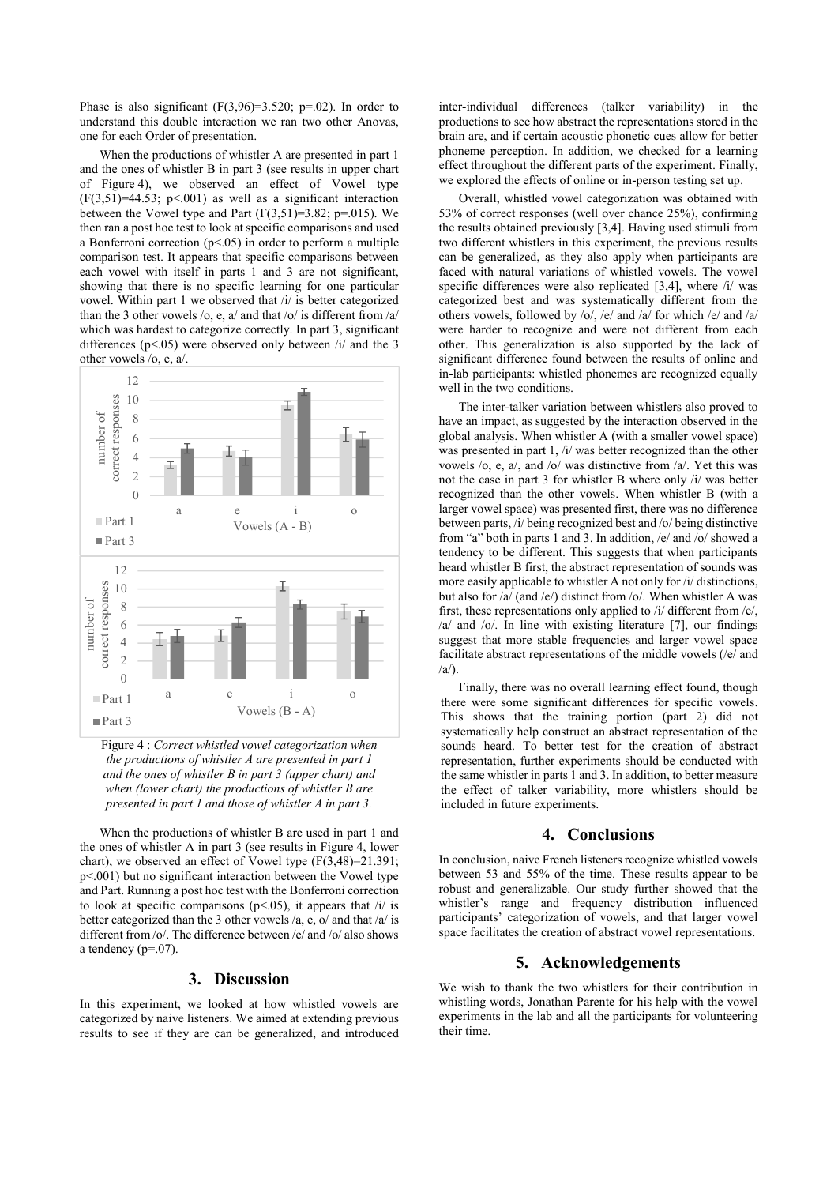Phase is also significant ($F(3,96)=3.520$; $p=.02$). In order to understand this double interaction we ran two other Anovas, one for each Order of presentation.

When the productions of whistler A are presented in part 1 and the ones of whistler B in part 3 (see results in upper chart of Figure 4), we observed an effect of Vowel type ($F(3,51)=44.53$; $p<.001$) as well as a significant interaction between the Vowel type and Part ($F(3,51)=3.82$; $p=.015$). We then ran a post hoc test to look at specific comparisons and used a Bonferroni correction ($p<.05$) in order to perform a multiple comparison test. It appears that specific comparisons between each vowel with itself in parts 1 and 3 are not significant, showing that there is no specific learning for one particular vowel. Within part 1 we observed that /i/ is better categorized than the 3 other vowels /o, e, a/ and that /o/ is different from /a/ which was hardest to categorize correctly. In part 3, significant differences ($p<.05$) were observed only between /i/ and the 3 other vowels /o, e, a/.

Figure 4 : *Correct whistled vowel categorization when the productions of whistler A are presented in part 1 and the ones of whistler B in part 3 (upper chart) and when (lower chart) the productions of whistler B are presented in part 1 and those of whistler A in part 3.*

When the productions of whistler B are used in part 1 and the ones of whistler A in part 3 (see results in Figure 4, lower chart), we observed an effect of Vowel type ($F(3,48)=21.391$; $p<.001$) but no significant interaction between the Vowel type and Part. Running a post hoc test with the Bonferroni correction to look at specific comparisons ($p<.05$), it appears that /i/ is better categorized than the 3 other vowels /a, e, o/ and that /a/ is different from /o/. The difference between /e/ and /o/ also shows a tendency ($p=.07$).

## 3. Discussion

In this experiment, we looked at how whistled vowels are categorized by naive listeners. We aimed at extending previous results to see if they are can be generalized, and introduced inter-individual differences (talker variability) in the productions to see how abstract the representations stored in the brain are, and if certain acoustic phonetic cues allow for better phoneme perception. In addition, we checked for a learning effect throughout the different parts of the experiment. Finally, we explored the effects of online or in-person testing set up.

Overall, whistled vowel categorization was obtained with 53% of correct responses (well over chance 25%), confirming the results obtained previously [3,4]. Having used stimuli from two different whistlers in this experiment, the previous results can be generalized, as they also apply when participants are faced with natural variations of whistled vowels. The vowel specific differences were also replicated [3,4], where /i/ was categorized best and was systematically different from the others vowels, followed by /o/, /e/ and /a/ for which /e/ and /a/ were harder to recognize and were not different from each other. This generalization is also supported by the lack of significant difference found between the results of online and in-lab participants: whistled phonemes are recognized equally well in the two conditions.

The inter-talker variation between whistlers also proved to have an impact, as suggested by the interaction observed in the global analysis. When whistler A (with a smaller vowel space) was presented in part 1, /i/ was better recognized than the other vowels /o, e, a/, and /o/ was distinctive from /a/. Yet this was not the case in part 3 for whistler B where only /i/ was better recognized than the other vowels. When whistler B (with a larger vowel space) was presented first, there was no difference between parts, /i/ being recognized best and /o/ being distinctive from "a" both in parts 1 and 3. In addition, /e/ and /o/ showed a tendency to be different. This suggests that when participants heard whistler B first, the abstract representation of sounds was more easily applicable to whistler A not only for /i/ distinctions, but also for /a/ (and /e/) distinct from /o/. When whistler A was first, these representations only applied to /i/ different from /e/, /a/ and /o/. In line with existing literature [7], our findings suggest that more stable frequencies and larger vowel space facilitate abstract representations of the middle vowels (/e/ and /a/).

Finally, there was no overall learning effect found, though there were some significant differences for specific vowels. This shows that the training portion (part 2) did not systematically help construct an abstract representation of the sounds heard. To better test for the creation of abstract representation, further experiments should be conducted with the same whistler in parts 1 and 3. In addition, to better measure the effect of talker variability, more whistlers should be included in future experiments.

## 4. Conclusions

In conclusion, naive French listeners recognize whistled vowels between 53 and 55% of the time. These results appear to be robust and generalizable. Our study further showed that the whistler's range and frequency distribution influenced participants' categorization of vowels, and that larger vowel space facilitates the creation of abstract vowel representations.

## 5. Acknowledgements

We wish to thank the two whistlers for their contribution in whistling words, Jonathan Parente for his help with the vowel experiments in the lab and all the participants for volunteering their time.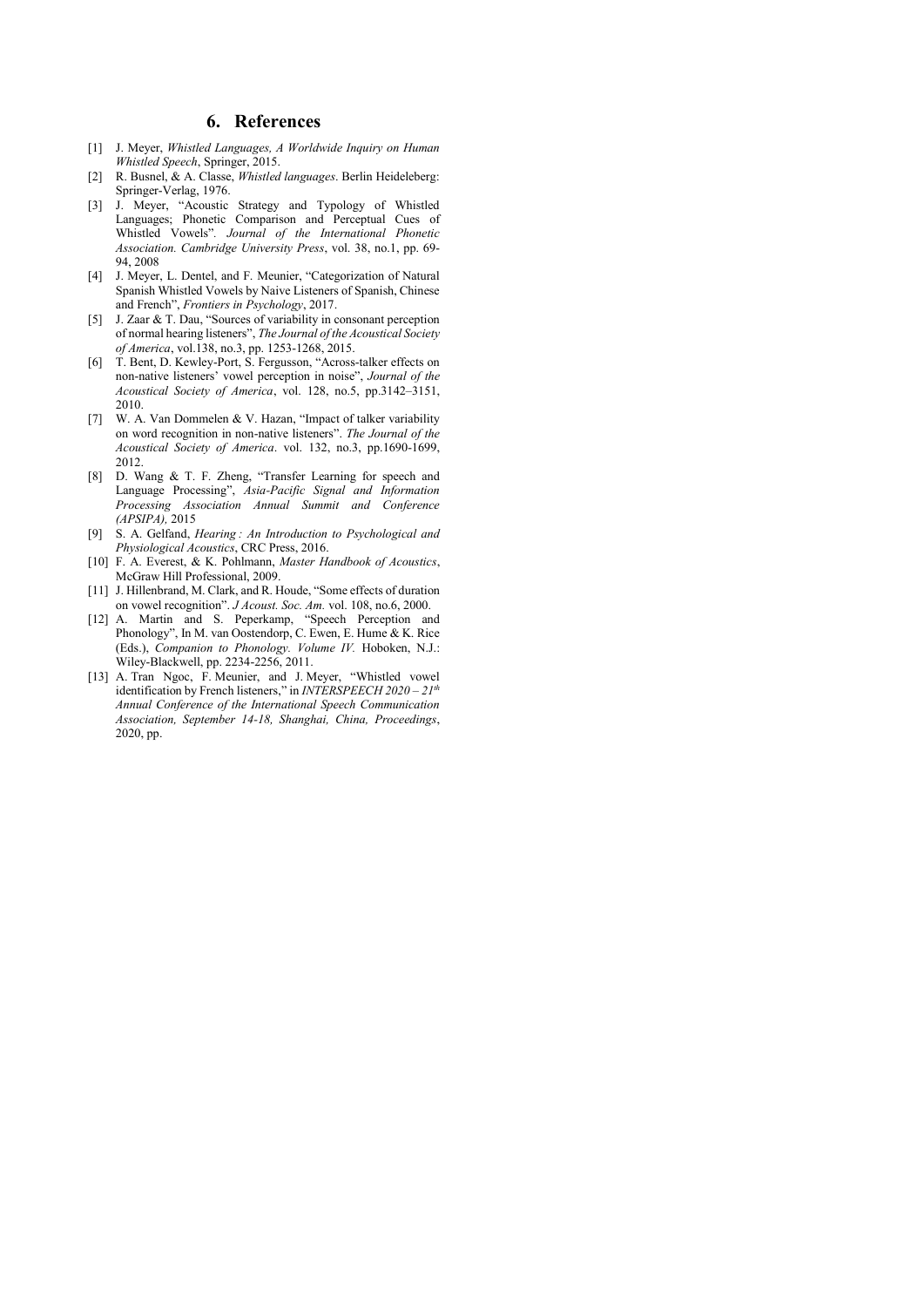## 6. References

[1] J. Meyer, *Whistled Languages, A Worldwide Inquiry on Human Whistled Speech*, Springer, 2015.

[2] R. Busnel, & A. Classe, *Whistled languages*. Berlin Heideleberg: Springer-Verlag, 1976.

[3] J. Meyer, "Acoustic Strategy and Typology of Whistled Languages; Phonetic Comparison and Perceptual Cues of Whistled Vowels". *Journal of the International Phonetic Association. Cambridge University Press*, vol. 38, no.1, pp. 69-94, 2008

[4] J. Meyer, L. Dentel, and F. Meunier, "Categorization of Natural Spanish Whistled Vowels by Naive Listeners of Spanish, Chinese and French", *Frontiers in Psychology*, 2017.

[5] J. Zaar & T. Dau, "Sources of variability in consonant perception of normal hearing listeners", *The Journal of the Acoustical Society of America*, vol.138, no.3, pp. 1253-1268, 2015.

[6] T. Bent, D. Kewley-Port, S. Fergusson, "Across-talker effects on non-native listeners' vowel perception in noise", *Journal of the Acoustical Society of America*, vol. 128, no.5, pp.3142–3151, 2010.

[7] W. A. Van Dommelen & V. Hazan, "Impact of talker variability on word recognition in non-native listeners". *The Journal of the Acoustical Society of America*. vol. 132, no.3, pp.1690-1699, 2012.

[8] D. Wang & T. F. Zheng, "Transfer Learning for speech and Language Processing", *Asia-Pacific Signal and Information Processing Association Annual Summit and Conference (APSIPA),* 2015

[9] S. A. Gelfand, *Hearing : An Introduction to Psychological and Physiological Acoustics*, CRC Press, 2016.

[10] F. A. Everest, & K. Pohlmann, *Master Handbook of Acoustics*, McGraw Hill Professional, 2009.

[11] J. Hillenbrand, M. Clark, and R. Houde, "Some effects of duration on vowel recognition". *J Acoust. Soc. Am.* vol. 108, no.6, 2000.

[12] A. Martin and S. Peperkamp, "Speech Perception and Phonology", In M. van Oostendorp, C. Ewen, E. Hume & K. Rice (Eds.), *Companion to Phonology. Volume IV.* Hoboken, N.J.: Wiley-Blackwell, pp. 2234-2256, 2011.

[13] A. Tran Ngoc, F. Meunier, and J. Meyer, "Whistled vowel identification by French listeners," in *INTERSPEECH 2020 – 21th Annual Conference of the International Speech Communication Association, September 14-18, Shanghai, China, Proceedings*, 2020, pp.